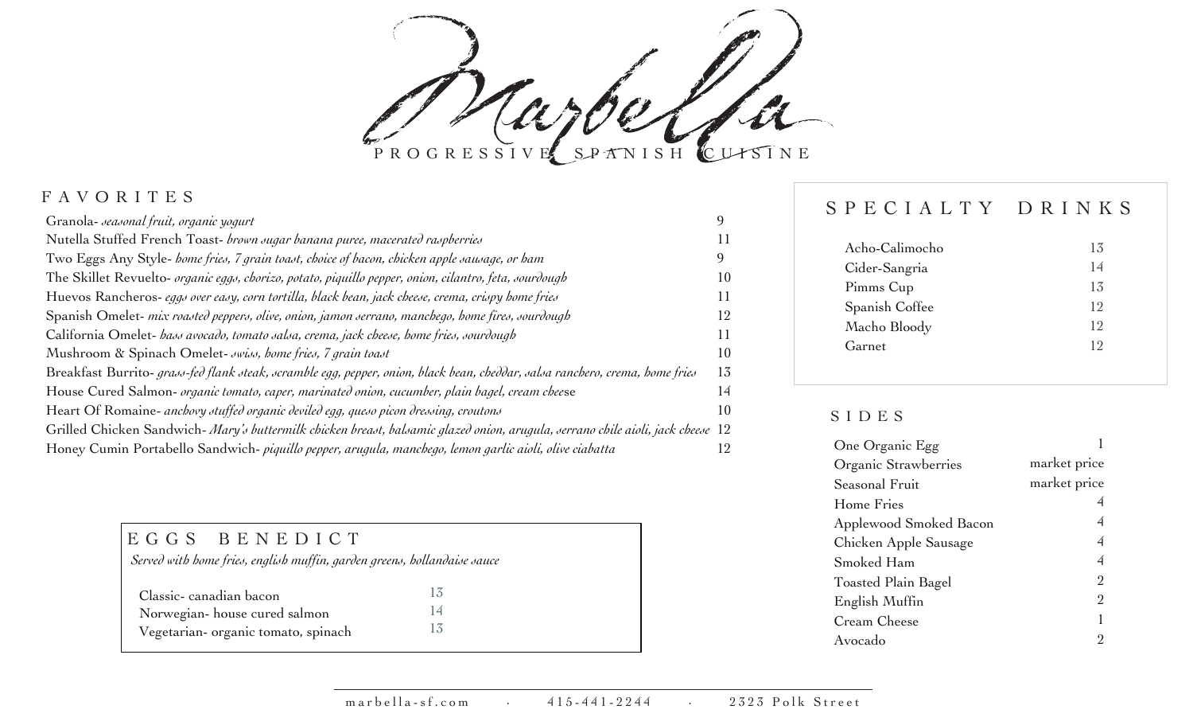# Marbella

PROGRESSIVE SPANISH CUISINE

## FAVORITES

| Item | Price |
|---|---|
| Granola- *seasonal fruit, organic yogurt* | 9 |
| Nutella Stuffed French Toast- *brown sugar banana puree, macerated raspberries* | 11 |
| Two Eggs Any Style- *home fries, 7 grain toast, choice of bacon, chicken apple sausage, or ham* | 9 |
| The Skillet Revuelto- *organic eggs, chorizo, potato, piquillo pepper, onion, cilantro, feta, sourdough* | 10 |
| Huevos Rancheros- *eggs over easy, corn tortilla, black bean, jack cheese, crema, crispy home fries* | 11 |
| Spanish Omelet- *mix roasted peppers, olive, onion, jamon serrano, manchego, home fires, sourdough* | 12 |
| California Omelet- *hass avocado, tomato salsa, crema, jack cheese, home fries, sourdough* | 11 |
| Mushroom & Spinach Omelet- *swiss, home fries, 7 grain toast* | 10 |
| Breakfast Burrito- *grass-fed flank steak, scramble egg, pepper, onion, black bean, cheddar, salsa ranchero, crema, home fries* | 13 |
| House Cured Salmon- *organic tomato, caper, marinated onion, cucumber, plain bagel, cream cheese* | 14 |
| Heart Of Romaine- *anchovy stuffed organic deviled egg, queso picon dressing, croutons* | 10 |
| Grilled Chicken Sandwich- *Mary's buttermilk chicken breast, balsamic glazed onion, arugula, serrano chile aioli, jack cheese* | 12 |
| Honey Cumin Portabello Sandwich- *piquillo pepper, arugula, manchego, lemon garlic aioli, olive ciabatta* | 12 |

## EGGS BENEDICT

*Served with home fries, english muffin, garden greens, hollandaise sauce*

| Item | Price |
|---|---|
| Classic- canadian bacon | 13 |
| Norwegian- house cured salmon | 14 |
| Vegetarian- organic tomato, spinach | 13 |

## SPECIALTY DRINKS

| Drink | Price |
|---|---|
| Acho-Calimocho | 13 |
| Cider-Sangria | 14 |
| Pimms Cup | 13 |
| Spanish Coffee | 12 |
| Macho Bloody | 12 |
| Garnet | 12 |

## SIDES

| Item | Price |
|---|---|
| One Organic Egg | 1 |
| Organic Strawberries | market price |
| Seasonal Fruit | market price |
| Home Fries | 4 |
| Applewood Smoked Bacon | 4 |
| Chicken Apple Sausage | 4 |
| Smoked Ham | 4 |
| Toasted Plain Bagel | 2 |
| English Muffin | 2 |
| Cream Cheese | 1 |
| Avocado | 2 |

marbella-sf.com · 415-441-2244 · 2323 Polk Street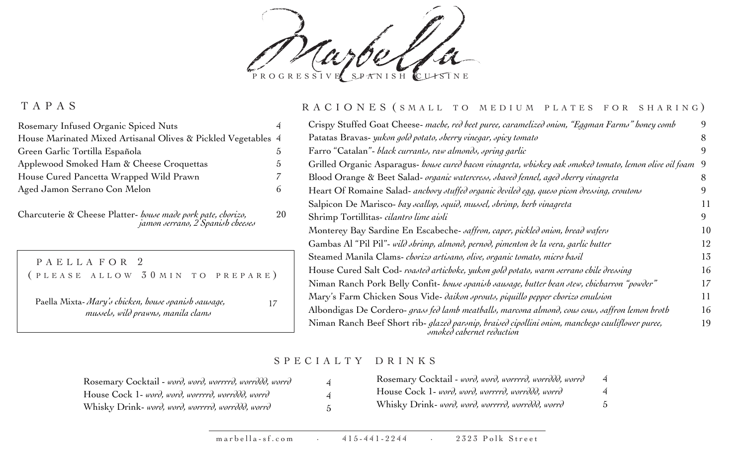# Marbella

PROGRESSIVE SPANISH CUISINE

## TAPAS

| | |
|---|---|
| Rosemary Infused Organic Spiced Nuts | 4 |
| House Marinated Mixed Artisanal Olives & Pickled Vegetables | 4 |
| Green Garlic Tortilla Española | 5 |
| Applewood Smoked Ham & Cheese Croquettas | 5 |
| House Cured Pancetta Wrapped Wild Prawn | 7 |
| Aged Jamon Serrano Con Melon | 6 |
| Charcuterie & Cheese Platter- *house made pork pate, chorizo, jamon serrano, 2 Spanish cheeses* | 20 |

## PAELLA FOR 2

(PLEASE ALLOW 30MIN TO PREPARE)

| | |
|---|---|
| Paella Mixta- *Mary's chicken, house spanish sausage, mussels, wild prawns, manila clams* | 17 |

## RACIONES (SMALL TO MEDIUM PLATES FOR SHARING)

| | |
|---|---|
| Crispy Stuffed Goat Cheese- *mache, red beet puree, caramelized onion, "Eggman Farms" honey comb* | 9 |
| Patatas Bravas- *yukon gold potato, sherry vinegar, spicy tomato* | 8 |
| Farro "Catalan"- *black currants, raw almonds, spring garlic* | 9 |
| Grilled Organic Asparagus- *house cured bacon vinagreta, whiskey oak smoked tomato, lemon olive oil foam* | 9 |
| Blood Orange & Beet Salad- *organic watercress, shaved fennel, aged sherry vinagreta* | 8 |
| Heart Of Romaine Salad- *anchovy stuffed organic deviled egg, queso picon dressing, croutons* | 9 |
| Salpicon De Marisco- *bay scallop, squid, mussel, shrimp, herb vinagreta* | 11 |
| Shrimp Tortillitas- *cilantro lime aioli* | 9 |
| Monterey Bay Sardine En Escabeche- *saffron, caper, pickled onion, bread wafers* | 10 |
| Gambas Al "Pil Pil"- *wild shrimp, almond, pernod, pimenton de la vera, garlic butter* | 12 |
| Steamed Manila Clams- *chorizo artisano, olive, organic tomato, micro basil* | 13 |
| House Cured Salt Cod- *roasted artichoke, yukon gold potato, warm serrano chile dressing* | 16 |
| Niman Ranch Pork Belly Confit- *house spanish sausage, butter bean stew, chicharron "powder"* | 17 |
| Mary's Farm Chicken Sous Vide- *daikon sprouts, piquillo pepper chorizo emulsion* | 11 |
| Albondigas De Cordero- *grass fed lamb meatballs, marcona almond, cous cous, saffron lemon broth* | 16 |
| Niman Ranch Beef Short rib- *glazed parsnip, braised cipollini onion, manchego cauliflower puree, smoked cabernet reduction* | 19 |

## SPECIALTY DRINKS

| | |
|---|---|
| Rosemary Cocktail - *word, word, worrrrd, worrddd, worrd* | 4 |
| House Cock 1- *word, word, worrrrd, worrddd, worrd* | 4 |
| Whisky Drink- *word, word, worrrrd, worrddd, worrd* | 5 |
| Rosemary Cocktail - *word, word, worrrrd, worrddd, worrd* | 4 |
| House Cock 1- *word, word, worrrrd, worrddd, worrd* | 4 |
| Whisky Drink- *word, word, worrrrd, worrddd, worrd* | 5 |

marbella-sf.com · 415-441-2244 · 2323 Polk Street